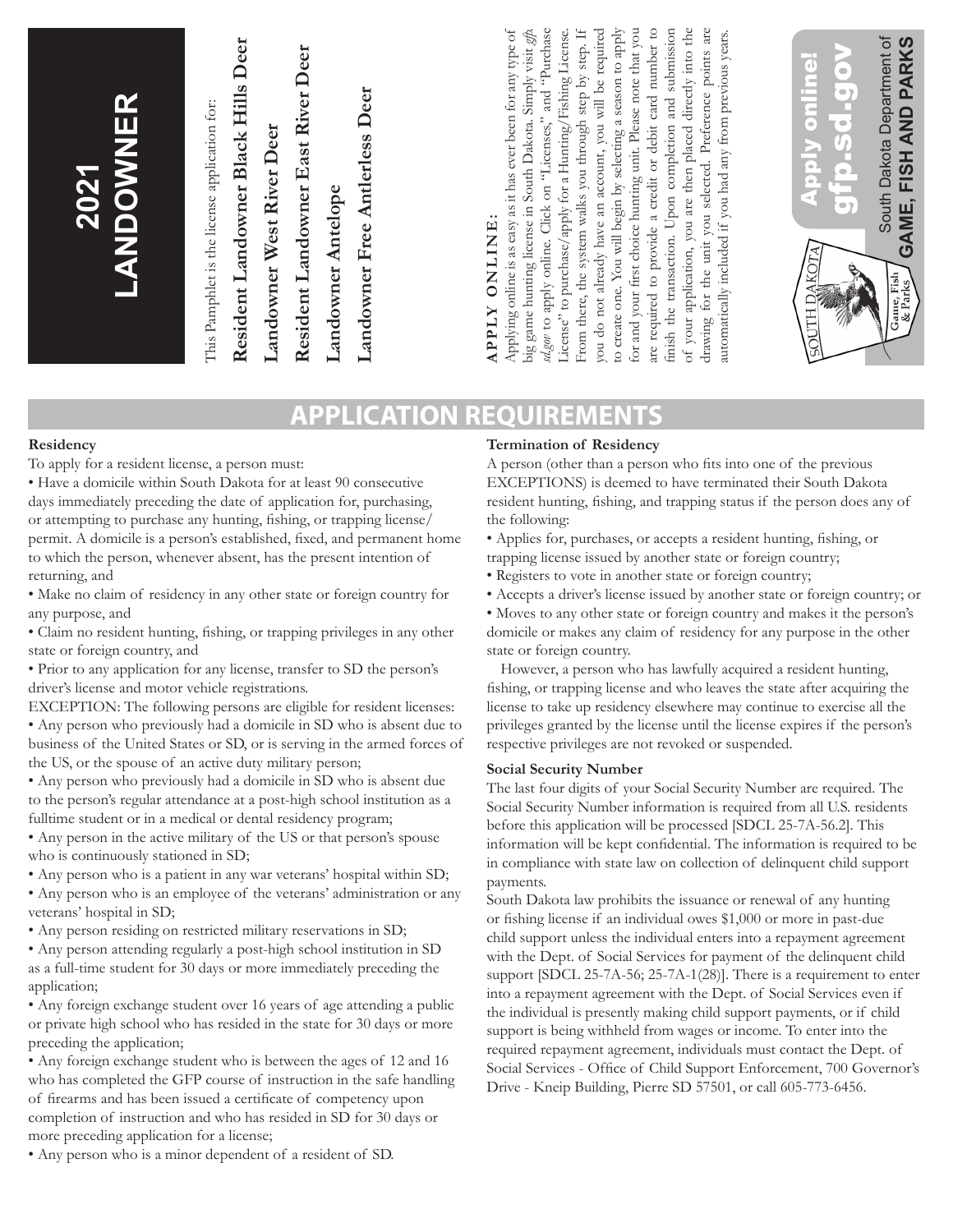# 2021 LANDOWNER

This Pamphlet is the license application for:

**Resident Landowner Black Hills Deer**

**Landowner West River Deer**

**Resident Landowner East River Deer**

**Landowner Antelope**

**Landowner Free Antlerless Deer**

**APPLY ONLINE:**

Applying online is as easy as it has ever been for any type of big game hunting license in South Dakota. Simply visit *gfp.sd.gov* to apply online. Click on "Licenses," and "Purchase License" to purchase/apply for a Hunting/Fishing License. From there, the system walks you through step by step. If you do not already have an account, you will be required to create one. You will begin by selecting a season to apply for and your first choice hunting unit. Please note that you are required to provide a credit or debit card number to finish the transaction. Upon completion and submission of your application, you are then placed directly into the drawing for the unit you selected. Preference points are automatically included if you had any from previous years.

Apply online! gfp.sd.gov

South Dakota Department of GAME, FISH AND PARKS

## APPLICATION REQUIREMENTS

**Residency**

To apply for a resident license, a person must:

- Have a domicile within South Dakota for at least 90 consecutive days immediately preceding the date of application for, purchasing, or attempting to purchase any hunting, fishing, or trapping license/permit. A domicile is a person's established, fixed, and permanent home to which the person, whenever absent, has the present intention of returning, and
- Make no claim of residency in any other state or foreign country for any purpose, and
- Claim no resident hunting, fishing, or trapping privileges in any other state or foreign country, and
- Prior to any application for any license, transfer to SD the person's driver's license and motor vehicle registrations.

EXCEPTION: The following persons are eligible for resident licenses:

- Any person who previously had a domicile in SD who is absent due to business of the United States or SD, or is serving in the armed forces of the US, or the spouse of an active duty military person;
- Any person who previously had a domicile in SD who is absent due to the person's regular attendance at a post-high school institution as a fulltime student or in a medical or dental residency program;
- Any person in the active military of the US or that person's spouse who is continuously stationed in SD;
- Any person who is a patient in any war veterans' hospital within SD;
- Any person who is an employee of the veterans' administration or any veterans' hospital in SD;
- Any person residing on restricted military reservations in SD;
- Any person attending regularly a post-high school institution in SD as a full-time student for 30 days or more immediately preceding the application;
- Any foreign exchange student over 16 years of age attending a public or private high school who has resided in the state for 30 days or more preceding the application;
- Any foreign exchange student who is between the ages of 12 and 16 who has completed the GFP course of instruction in the safe handling of firearms and has been issued a certificate of competency upon completion of instruction and who has resided in SD for 30 days or more preceding application for a license;
- Any person who is a minor dependent of a resident of SD.

**Termination of Residency**

A person (other than a person who fits into one of the previous EXCEPTIONS) is deemed to have terminated their South Dakota resident hunting, fishing, and trapping status if the person does any of the following:

- Applies for, purchases, or accepts a resident hunting, fishing, or trapping license issued by another state or foreign country;
- Registers to vote in another state or foreign country;
- Accepts a driver's license issued by another state or foreign country; or
- Moves to any other state or foreign country and makes it the person's domicile or makes any claim of residency for any purpose in the other state or foreign country.

However, a person who has lawfully acquired a resident hunting, fishing, or trapping license and who leaves the state after acquiring the license to take up residency elsewhere may continue to exercise all the privileges granted by the license until the license expires if the person's respective privileges are not revoked or suspended.

**Social Security Number**

The last four digits of your Social Security Number are required. The Social Security Number information is required from all U.S. residents before this application will be processed [SDCL 25-7A-56.2]. This information will be kept confidential. The information is required to be in compliance with state law on collection of delinquent child support payments.

South Dakota law prohibits the issuance or renewal of any hunting or fishing license if an individual owes $1,000 or more in past-due child support unless the individual enters into a repayment agreement with the Dept. of Social Services for payment of the delinquent child support [SDCL 25-7A-56; 25-7A-1(28)]. There is a requirement to enter into a repayment agreement with the Dept. of Social Services even if the individual is presently making child support payments, or if child support is being withheld from wages or income. To enter into the required repayment agreement, individuals must contact the Dept. of Social Services - Office of Child Support Enforcement, 700 Governor's Drive - Kneip Building, Pierre SD 57501, or call 605-773-6456.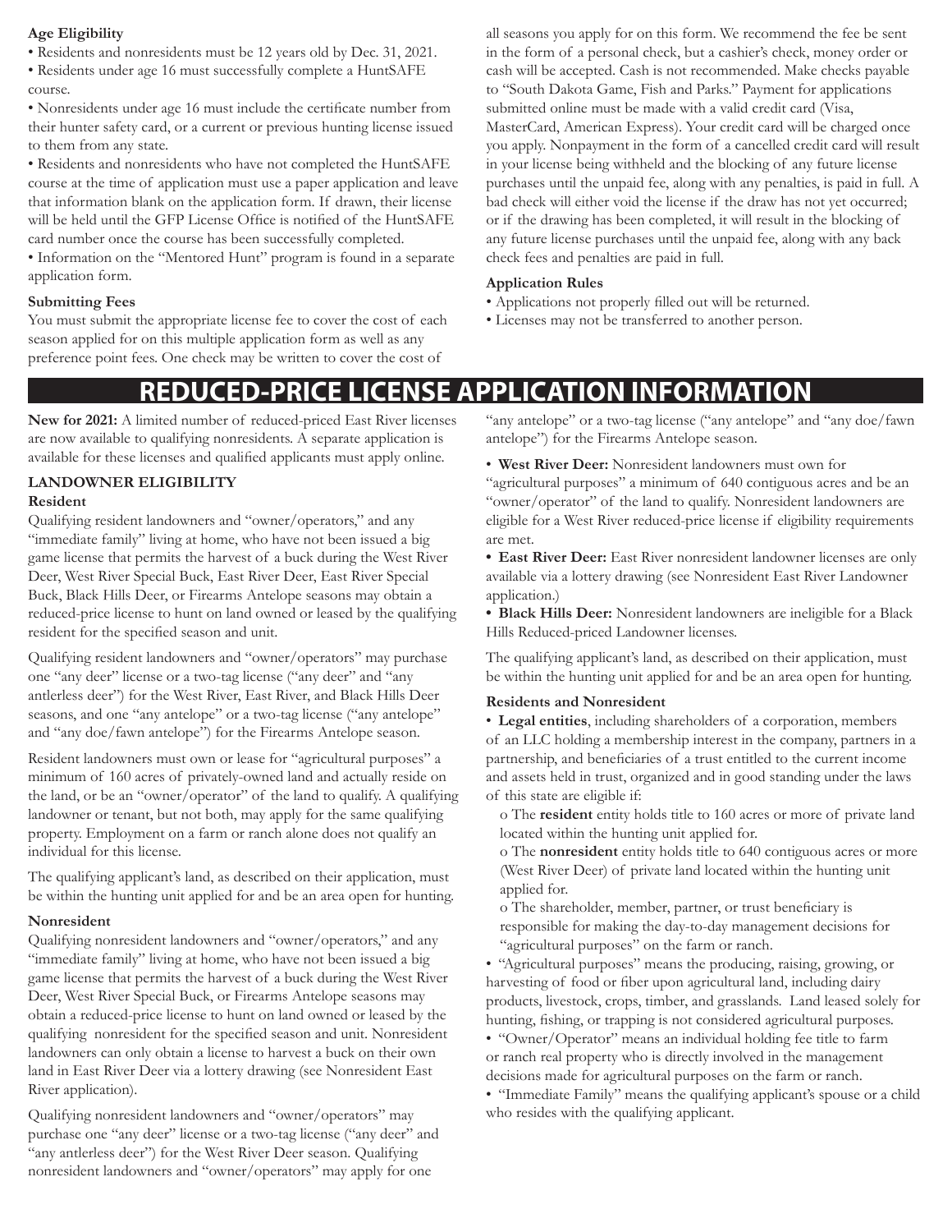**Age Eligibility**

- Residents and nonresidents must be 12 years old by Dec. 31, 2021.
- Residents under age 16 must successfully complete a HuntSAFE course.
- Nonresidents under age 16 must include the certificate number from their hunter safety card, or a current or previous hunting license issued to them from any state.
- Residents and nonresidents who have not completed the HuntSAFE course at the time of application must use a paper application and leave that information blank on the application form. If drawn, their license will be held until the GFP License Office is notified of the HuntSAFE card number once the course has been successfully completed.
- Information on the "Mentored Hunt" program is found in a separate application form.

**Submitting Fees**

You must submit the appropriate license fee to cover the cost of each season applied for on this multiple application form as well as any preference point fees. One check may be written to cover the cost of all seasons you apply for on this form. We recommend the fee be sent in the form of a personal check, but a cashier's check, money order or cash will be accepted. Cash is not recommended. Make checks payable to "South Dakota Game, Fish and Parks." Payment for applications submitted online must be made with a valid credit card (Visa, MasterCard, American Express). Your credit card will be charged once you apply. Nonpayment in the form of a cancelled credit card will result in your license being withheld and the blocking of any future license purchases until the unpaid fee, along with any penalties, is paid in full. A bad check will either void the license if the draw has not yet occurred; or if the drawing has been completed, it will result in the blocking of any future license purchases until the unpaid fee, along with any back check fees and penalties are paid in full.

**Application Rules**

- Applications not properly filled out will be returned.
- Licenses may not be transferred to another person.

# REDUCED-PRICE LICENSE APPLICATION INFORMATION

**New for 2021:** A limited number of reduced-priced East River licenses are now available to qualifying nonresidents. A separate application is available for these licenses and qualified applicants must apply online.

## LANDOWNER ELIGIBILITY

**Resident**

Qualifying resident landowners and "owner/operators," and any "immediate family" living at home, who have not been issued a big game license that permits the harvest of a buck during the West River Deer, West River Special Buck, East River Deer, East River Special Buck, Black Hills Deer, or Firearms Antelope seasons may obtain a reduced-price license to hunt on land owned or leased by the qualifying resident for the specified season and unit.

Qualifying resident landowners and "owner/operators" may purchase one "any deer" license or a two-tag license ("any deer" and "any antlerless deer") for the West River, East River, and Black Hills Deer seasons, and one "any antelope" or a two-tag license ("any antelope" and "any doe/fawn antelope") for the Firearms Antelope season.

Resident landowners must own or lease for "agricultural purposes" a minimum of 160 acres of privately-owned land and actually reside on the land, or be an "owner/operator" of the land to qualify. A qualifying landowner or tenant, but not both, may apply for the same qualifying property. Employment on a farm or ranch alone does not qualify an individual for this license.

The qualifying applicant's land, as described on their application, must be within the hunting unit applied for and be an area open for hunting.

**Nonresident**

Qualifying nonresident landowners and "owner/operators," and any "immediate family" living at home, who have not been issued a big game license that permits the harvest of a buck during the West River Deer, West River Special Buck, or Firearms Antelope seasons may obtain a reduced-price license to hunt on land owned or leased by the qualifying nonresident for the specified season and unit. Nonresident landowners can only obtain a license to harvest a buck on their own land in East River Deer via a lottery drawing (see Nonresident East River application).

Qualifying nonresident landowners and "owner/operators" may purchase one "any deer" license or a two-tag license ("any deer" and "any antlerless deer") for the West River Deer season. Qualifying nonresident landowners and "owner/operators" may apply for one "any antelope" or a two-tag license ("any antelope" and "any doe/fawn antelope") for the Firearms Antelope season.

- **West River Deer:** Nonresident landowners must own for "agricultural purposes" a minimum of 640 contiguous acres and be an "owner/operator" of the land to qualify. Nonresident landowners are eligible for a West River reduced-price license if eligibility requirements are met.
- **East River Deer:** East River nonresident landowner licenses are only available via a lottery drawing (see Nonresident East River Landowner application.)
- **Black Hills Deer:** Nonresident landowners are ineligible for a Black Hills Reduced-priced Landowner licenses.

The qualifying applicant's land, as described on their application, must be within the hunting unit applied for and be an area open for hunting.

**Residents and Nonresident**

- **Legal entities**, including shareholders of a corporation, members of an LLC holding a membership interest in the company, partners in a partnership, and beneficiaries of a trust entitled to the current income and assets held in trust, organized and in good standing under the laws of this state are eligible if:
  - The **resident** entity holds title to 160 acres or more of private land located within the hunting unit applied for.
  - The **nonresident** entity holds title to 640 contiguous acres or more (West River Deer) of private land located within the hunting unit applied for.
  - The shareholder, member, partner, or trust beneficiary is responsible for making the day-to-day management decisions for "agricultural purposes" on the farm or ranch.
- "Agricultural purposes" means the producing, raising, growing, or harvesting of food or fiber upon agricultural land, including dairy products, livestock, crops, timber, and grasslands. Land leased solely for hunting, fishing, or trapping is not considered agricultural purposes.
- "Owner/Operator" means an individual holding fee title to farm or ranch real property who is directly involved in the management decisions made for agricultural purposes on the farm or ranch.
- "Immediate Family" means the qualifying applicant's spouse or a child who resides with the qualifying applicant.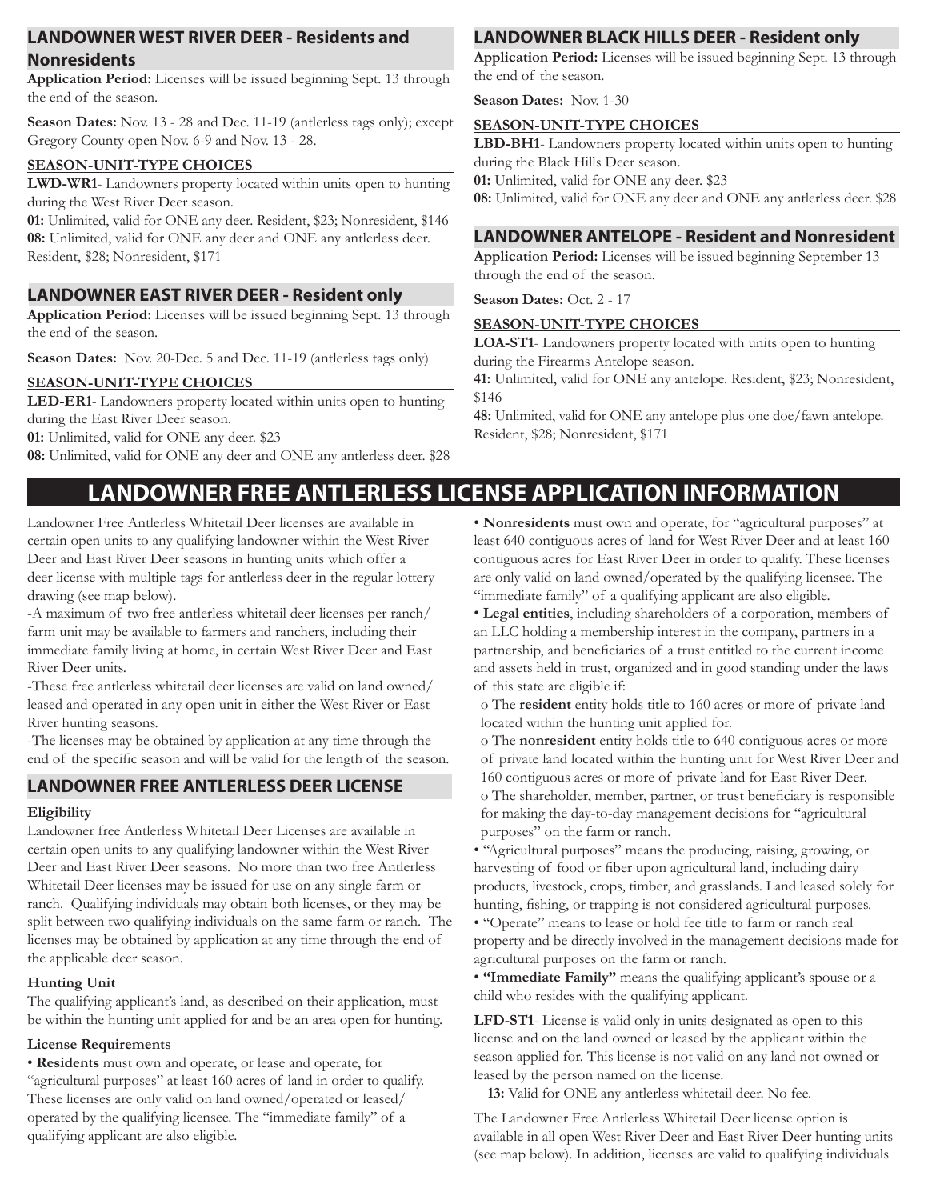## LANDOWNER WEST RIVER DEER - Residents and Nonresidents

**Application Period:** Licenses will be issued beginning Sept. 13 through the end of the season.

**Season Dates:** Nov. 13 - 28 and Dec. 11-19 (antlerless tags only); except Gregory County open Nov. 6-9 and Nov. 13 - 28.

**SEASON-UNIT-TYPE CHOICES**

**LWD-WR1**- Landowners property located within units open to hunting during the West River Deer season.

**01:** Unlimited, valid for ONE any deer. Resident, $23; Nonresident, $146

**08:** Unlimited, valid for ONE any deer and ONE any antlerless deer. Resident, $28; Nonresident, $171

## LANDOWNER EAST RIVER DEER - Resident only

**Application Period:** Licenses will be issued beginning Sept. 13 through the end of the season.

**Season Dates:** Nov. 20-Dec. 5 and Dec. 11-19 (antlerless tags only)

**SEASON-UNIT-TYPE CHOICES**

**LED-ER1**- Landowners property located within units open to hunting during the East River Deer season.

**01:** Unlimited, valid for ONE any deer. $23

**08:** Unlimited, valid for ONE any deer and ONE any antlerless deer. $28

## LANDOWNER BLACK HILLS DEER - Resident only

**Application Period:** Licenses will be issued beginning Sept. 13 through the end of the season.

**Season Dates:** Nov. 1-30

**SEASON-UNIT-TYPE CHOICES**

**LBD-BH1**- Landowners property located within units open to hunting during the Black Hills Deer season.

**01:** Unlimited, valid for ONE any deer. $23

**08:** Unlimited, valid for ONE any deer and ONE any antlerless deer. $28

## LANDOWNER ANTELOPE - Resident and Nonresident

**Application Period:** Licenses will be issued beginning September 13 through the end of the season.

**Season Dates:** Oct. 2 - 17

**SEASON-UNIT-TYPE CHOICES**

**LOA-ST1**- Landowners property located with units open to hunting during the Firearms Antelope season.

**41:** Unlimited, valid for ONE any antelope. Resident, $23; Nonresident, $146

**48:** Unlimited, valid for ONE any antelope plus one doe/fawn antelope. Resident, $28; Nonresident, $171

# LANDOWNER FREE ANTLERLESS LICENSE APPLICATION INFORMATION

Landowner Free Antlerless Whitetail Deer licenses are available in certain open units to any qualifying landowner within the West River Deer and East River Deer seasons in hunting units which offer a deer license with multiple tags for antlerless deer in the regular lottery drawing (see map below).

-A maximum of two free antlerless whitetail deer licenses per ranch/farm unit may be available to farmers and ranchers, including their immediate family living at home, in certain West River Deer and East River Deer units.

-These free antlerless whitetail deer licenses are valid on land owned/leased and operated in any open unit in either the West River or East River hunting seasons.

-The licenses may be obtained by application at any time through the end of the specific season and will be valid for the length of the season.

## LANDOWNER FREE ANTLERLESS DEER LICENSE

**Eligibility**

Landowner free Antlerless Whitetail Deer Licenses are available in certain open units to any qualifying landowner within the West River Deer and East River Deer seasons. No more than two free Antlerless Whitetail Deer licenses may be issued for use on any single farm or ranch. Qualifying individuals may obtain both licenses, or they may be split between two qualifying individuals on the same farm or ranch. The licenses may be obtained by application at any time through the end of the applicable deer season.

**Hunting Unit**

The qualifying applicant's land, as described on their application, must be within the hunting unit applied for and be an area open for hunting.

**License Requirements**

- **Residents** must own and operate, or lease and operate, for "agricultural purposes" at least 160 acres of land in order to qualify. These licenses are only valid on land owned/operated or leased/operated by the qualifying licensee. The "immediate family" of a qualifying applicant are also eligible.
- **Nonresidents** must own and operate, for "agricultural purposes" at least 640 contiguous acres of land for West River Deer and at least 160 contiguous acres for East River Deer in order to qualify. These licenses are only valid on land owned/operated by the qualifying licensee. The "immediate family" of a qualifying applicant are also eligible.
- **Legal entities**, including shareholders of a corporation, members of an LLC holding a membership interest in the company, partners in a partnership, and beneficiaries of a trust entitled to the current income and assets held in trust, organized and in good standing under the laws of this state are eligible if:
  - The **resident** entity holds title to 160 acres or more of private land located within the hunting unit applied for.
  - The **nonresident** entity holds title to 640 contiguous acres or more of private land located within the hunting unit for West River Deer and 160 contiguous acres or more of private land for East River Deer.
  - The shareholder, member, partner, or trust beneficiary is responsible for making the day-to-day management decisions for "agricultural purposes" on the farm or ranch.
- "Agricultural purposes" means the producing, raising, growing, or harvesting of food or fiber upon agricultural land, including dairy products, livestock, crops, timber, and grasslands. Land leased solely for hunting, fishing, or trapping is not considered agricultural purposes.
- "Operate" means to lease or hold fee title to farm or ranch real property and be directly involved in the management decisions made for agricultural purposes on the farm or ranch.
- **"Immediate Family"** means the qualifying applicant's spouse or a child who resides with the qualifying applicant.

**LFD-ST1**- License is valid only in units designated as open to this license and on the land owned or leased by the applicant within the season applied for. This license is not valid on any land not owned or leased by the person named on the license.

**13:** Valid for ONE any antlerless whitetail deer. No fee.

The Landowner Free Antlerless Whitetail Deer license option is available in all open West River Deer and East River Deer hunting units (see map below). In addition, licenses are valid to qualifying individuals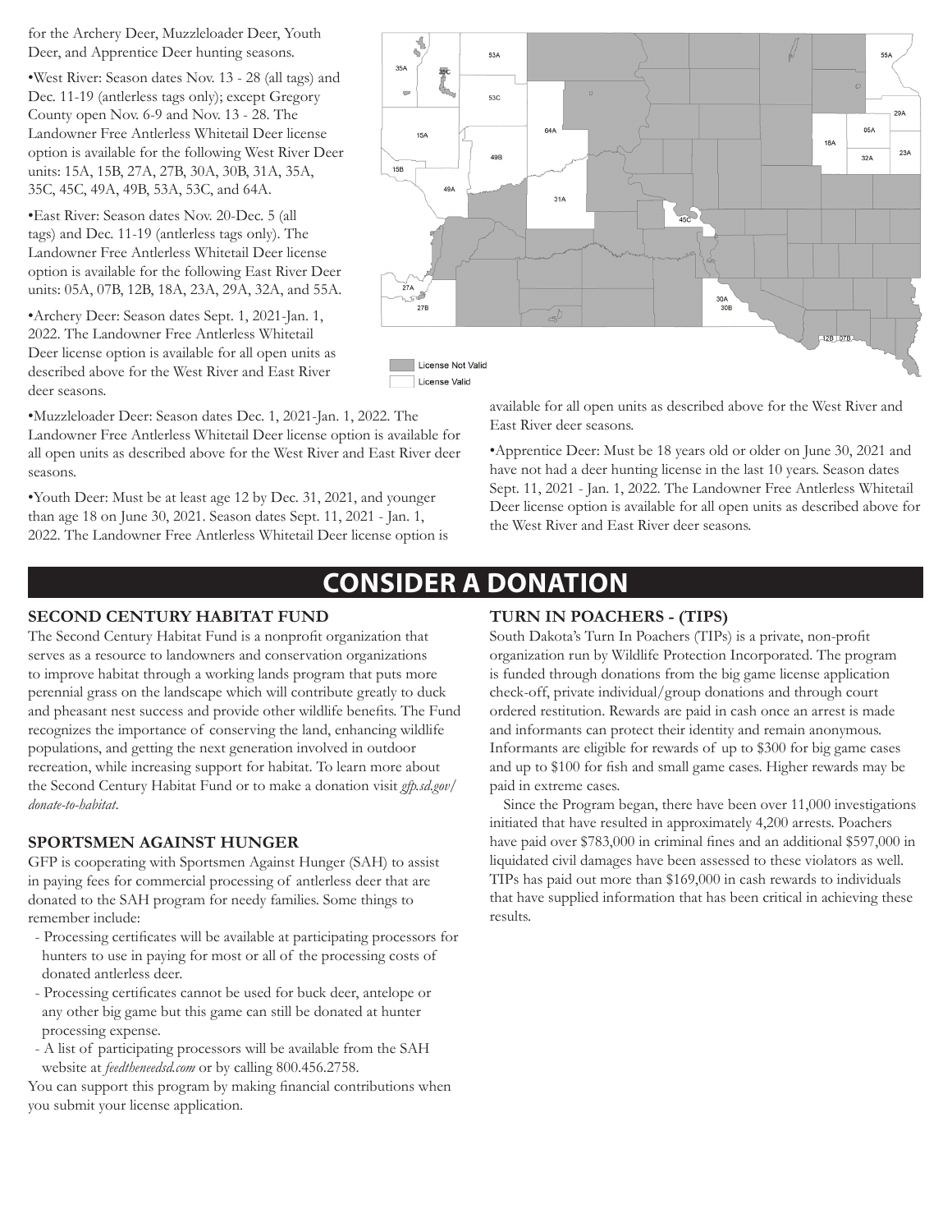for the Archery Deer, Muzzleloader Deer, Youth Deer, and Apprentice Deer hunting seasons.

- West River: Season dates Nov. 13 - 28 (all tags) and Dec. 11-19 (antlerless tags only); except Gregory County open Nov. 6-9 and Nov. 13 - 28. The Landowner Free Antlerless Whitetail Deer license option is available for the following West River Deer units: 15A, 15B, 27A, 27B, 30A, 30B, 31A, 35A, 35C, 45C, 49A, 49B, 53A, 53C, and 64A.
- East River: Season dates Nov. 20-Dec. 5 (all tags) and Dec. 11-19 (antlerless tags only). The Landowner Free Antlerless Whitetail Deer license option is available for the following East River Deer units: 05A, 07B, 12B, 18A, 23A, 29A, 32A, and 55A.
- Archery Deer: Season dates Sept. 1, 2021-Jan. 1, 2022. The Landowner Free Antlerless Whitetail Deer license option is available for all open units as described above for the West River and East River deer seasons.
- Muzzleloader Deer: Season dates Dec. 1, 2021-Jan. 1, 2022. The Landowner Free Antlerless Whitetail Deer license option is available for all open units as described above for the West River and East River deer seasons.
- Youth Deer: Must be at least age 12 by Dec. 31, 2021, and younger than age 18 on June 30, 2021. Season dates Sept. 11, 2021 - Jan. 1, 2022. The Landowner Free Antlerless Whitetail Deer license option is available for all open units as described above for the West River and East River deer seasons.
- Apprentice Deer: Must be 18 years old or older on June 30, 2021 and have not had a deer hunting license in the last 10 years. Season dates Sept. 11, 2021 - Jan. 1, 2022. The Landowner Free Antlerless Whitetail Deer license option is available for all open units as described above for the West River and East River deer seasons.

License Not Valid

License Valid

# CONSIDER A DONATION

### SECOND CENTURY HABITAT FUND

The Second Century Habitat Fund is a nonprofit organization that serves as a resource to landowners and conservation organizations to improve habitat through a working lands program that puts more perennial grass on the landscape which will contribute greatly to duck and pheasant nest success and provide other wildlife benefits. The Fund recognizes the importance of conserving the land, enhancing wildlife populations, and getting the next generation involved in outdoor recreation, while increasing support for habitat. To learn more about the Second Century Habitat Fund or to make a donation visit *gfp.sd.gov/donate-to-habitat*.

### SPORTSMEN AGAINST HUNGER

GFP is cooperating with Sportsmen Against Hunger (SAH) to assist in paying fees for commercial processing of antlerless deer that are donated to the SAH program for needy families. Some things to remember include:

- Processing certificates will be available at participating processors for hunters to use in paying for most or all of the processing costs of donated antlerless deer.
- Processing certificates cannot be used for buck deer, antelope or any other big game but this game can still be donated at hunter processing expense.
- A list of participating processors will be available from the SAH website at *feedtheneedsd.com* or by calling 800.456.2758.

You can support this program by making financial contributions when you submit your license application.

### TURN IN POACHERS - (TIPS)

South Dakota's Turn In Poachers (TIPs) is a private, non-profit organization run by Wildlife Protection Incorporated. The program is funded through donations from the big game license application check-off, private individual/group donations and through court ordered restitution. Rewards are paid in cash once an arrest is made and informants can protect their identity and remain anonymous. Informants are eligible for rewards of up to $300 for big game cases and up to $100 for fish and small game cases. Higher rewards may be paid in extreme cases.

Since the Program began, there have been over 11,000 investigations initiated that have resulted in approximately 4,200 arrests. Poachers have paid over $783,000 in criminal fines and an additional $597,000 in liquidated civil damages have been assessed to these violators as well. TIPs has paid out more than $169,000 in cash rewards to individuals that have supplied information that has been critical in achieving these results.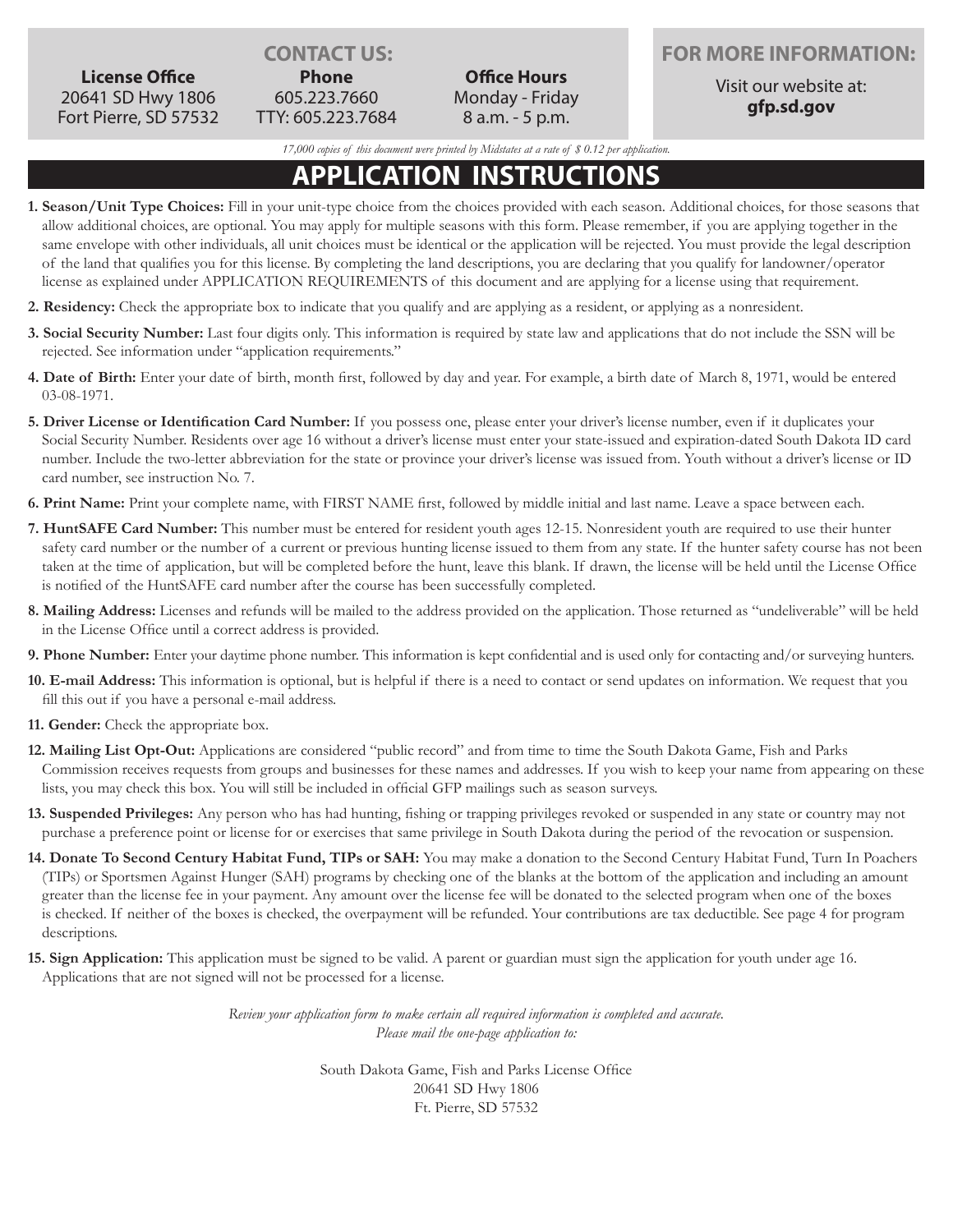## CONTACT US:

**License Office**
20641 SD Hwy 1806
Fort Pierre, SD 57532

**Phone**
605.223.7660
TTY: 605.223.7684

**Office Hours**
Monday - Friday
8 a.m. - 5 p.m.

## FOR MORE INFORMATION:

Visit our website at:
**gfp.sd.gov**

*17,000 copies of this document were printed by Midstates at a rate of $ 0.12 per application.*

# APPLICATION INSTRUCTIONS

1. **Season/Unit Type Choices:** Fill in your unit-type choice from the choices provided with each season. Additional choices, for those seasons that allow additional choices, are optional. You may apply for multiple seasons with this form. Please remember, if you are applying together in the same envelope with other individuals, all unit choices must be identical or the application will be rejected. You must provide the legal description of the land that qualifies you for this license. By completing the land descriptions, you are declaring that you qualify for landowner/operator license as explained under APPLICATION REQUIREMENTS of this document and are applying for a license using that requirement.
2. **Residency:** Check the appropriate box to indicate that you qualify and are applying as a resident, or applying as a nonresident.
3. **Social Security Number:** Last four digits only. This information is required by state law and applications that do not include the SSN will be rejected. See information under "application requirements."
4. **Date of Birth:** Enter your date of birth, month first, followed by day and year. For example, a birth date of March 8, 1971, would be entered 03-08-1971.
5. **Driver License or Identification Card Number:** If you possess one, please enter your driver's license number, even if it duplicates your Social Security Number. Residents over age 16 without a driver's license must enter your state-issued and expiration-dated South Dakota ID card number. Include the two-letter abbreviation for the state or province your driver's license was issued from. Youth without a driver's license or ID card number, see instruction No. 7.
6. **Print Name:** Print your complete name, with FIRST NAME first, followed by middle initial and last name. Leave a space between each.
7. **HuntSAFE Card Number:** This number must be entered for resident youth ages 12-15. Nonresident youth are required to use their hunter safety card number or the number of a current or previous hunting license issued to them from any state. If the hunter safety course has not been taken at the time of application, but will be completed before the hunt, leave this blank. If drawn, the license will be held until the License Office is notified of the HuntSAFE card number after the course has been successfully completed.
8. **Mailing Address:** Licenses and refunds will be mailed to the address provided on the application. Those returned as "undeliverable" will be held in the License Office until a correct address is provided.
9. **Phone Number:** Enter your daytime phone number. This information is kept confidential and is used only for contacting and/or surveying hunters.
10. **E-mail Address:** This information is optional, but is helpful if there is a need to contact or send updates on information. We request that you fill this out if you have a personal e-mail address.
11. **Gender:** Check the appropriate box.
12. **Mailing List Opt-Out:** Applications are considered "public record" and from time to time the South Dakota Game, Fish and Parks Commission receives requests from groups and businesses for these names and addresses. If you wish to keep your name from appearing on these lists, you may check this box. You will still be included in official GFP mailings such as season surveys.
13. **Suspended Privileges:** Any person who has had hunting, fishing or trapping privileges revoked or suspended in any state or country may not purchase a preference point or license for or exercises that same privilege in South Dakota during the period of the revocation or suspension.
14. **Donate To Second Century Habitat Fund, TIPs or SAH:** You may make a donation to the Second Century Habitat Fund, Turn In Poachers (TIPs) or Sportsmen Against Hunger (SAH) programs by checking one of the blanks at the bottom of the application and including an amount greater than the license fee in your payment. Any amount over the license fee will be donated to the selected program when one of the boxes is checked. If neither of the boxes is checked, the overpayment will be refunded. Your contributions are tax deductible. See page 4 for program descriptions.
15. **Sign Application:** This application must be signed to be valid. A parent or guardian must sign the application for youth under age 16. Applications that are not signed will not be processed for a license.

*Review your application form to make certain all required information is completed and accurate.*
*Please mail the one-page application to:*

South Dakota Game, Fish and Parks License Office
20641 SD Hwy 1806
Ft. Pierre, SD 57532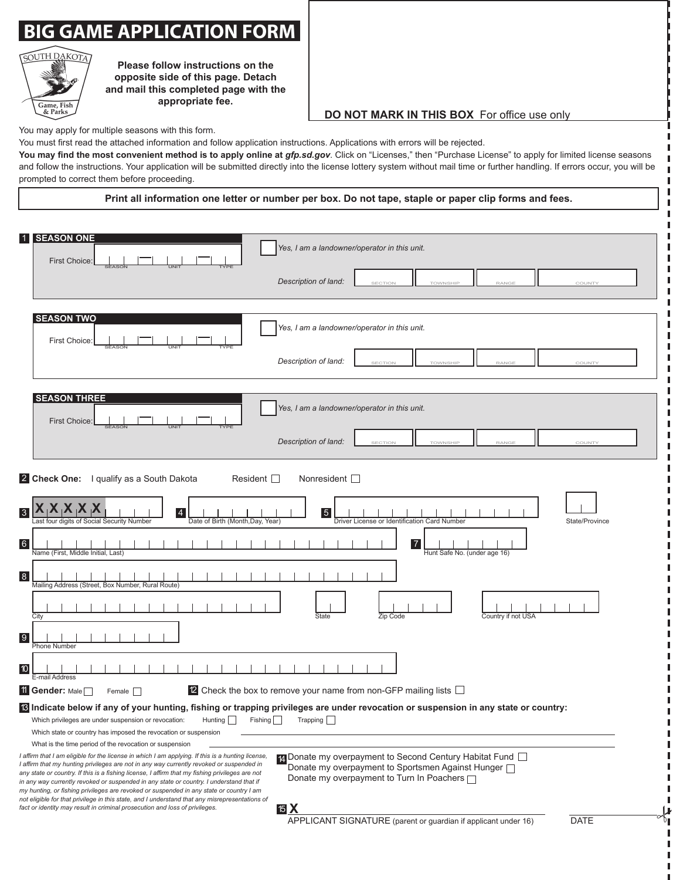# BIG GAME APPLICATION FORM

SOUTH DAKOTA Game, Fish & Parks

**Please follow instructions on the opposite side of this page. Detach and mail this completed page with the appropriate fee.**

**DO NOT MARK IN THIS BOX** For office use only

You may apply for multiple seasons with this form.

You must first read the attached information and follow application instructions. Applications with errors will be rejected.

**You may find the most convenient method is to apply online at *gfp.sd.gov*.** Click on "Licenses," then "Purchase License" to apply for limited license seasons and follow the instructions. Your application will be submitted directly into the license lottery system without mail time or further handling. If errors occur, you will be prompted to correct them before proceeding.

**Print all information one letter or number per box. Do not tape, staple or paper clip forms and fees.**

**1 SEASON ONE**

First Choice: SEASON – UNIT – TYPE

☐ *Yes, I am a landowner/operator in this unit.*

*Description of land:* SECTION | TOWNSHIP | RANGE | COUNTY

**SEASON TWO**

First Choice: SEASON – UNIT – TYPE

☐ *Yes, I am a landowner/operator in this unit.*

*Description of land:* SECTION | TOWNSHIP | RANGE | COUNTY

**SEASON THREE**

First Choice: SEASON – UNIT – TYPE

☐ *Yes, I am a landowner/operator in this unit.*

*Description of land:* SECTION | TOWNSHIP | RANGE | COUNTY

**2 Check One:** I qualify as a South Dakota Resident ☐ Nonresident ☐

**3** X X X X X — Last four digits of Social Security Number

**4** Date of Birth (Month,Day, Year)

**5** Driver License or Identification Card Number — State/Province

**6** Name (First, Middle Initial, Last)

**7** Hunt Safe No. (under age 16)

**8** Mailing Address (Street, Box Number, Rural Route)

City — State — Zip Code — Country if not USA

**9** Phone Number

**10** E-mail Address

**11 Gender:** Male ☐ Female ☐

**12** Check the box to remove your name from non-GFP mailing lists ☐

**13 Indicate below if any of your hunting, fishing or trapping privileges are under revocation or suspension in any state or country:**

Which privileges are under suspension or revocation: Hunting ☐ Fishing ☐ Trapping ☐

Which state or country has imposed the revocation or suspension

What is the time period of the revocation or suspension

*I affirm that I am eligible for the license in which I am applying. If this is a hunting license, I affirm that my hunting privileges are not in any way currently revoked or suspended in any state or country. If this is a fishing license, I affirm that my fishing privileges are not in any way currently revoked or suspended in any state or country. I understand that if my hunting, or fishing privileges are revoked or suspended in any state or country I am not eligible for that privilege in this state, and I understand that any misrepresentations of fact or identity may result in criminal prosecution and loss of privileges.*

**14** Donate my overpayment to Second Century Habitat Fund ☐
Donate my overpayment to Sportsmen Against Hunger ☐
Donate my overpayment to Turn In Poachers ☐

**15 X**
APPLICANT SIGNATURE (parent or guardian if applicant under 16) — DATE